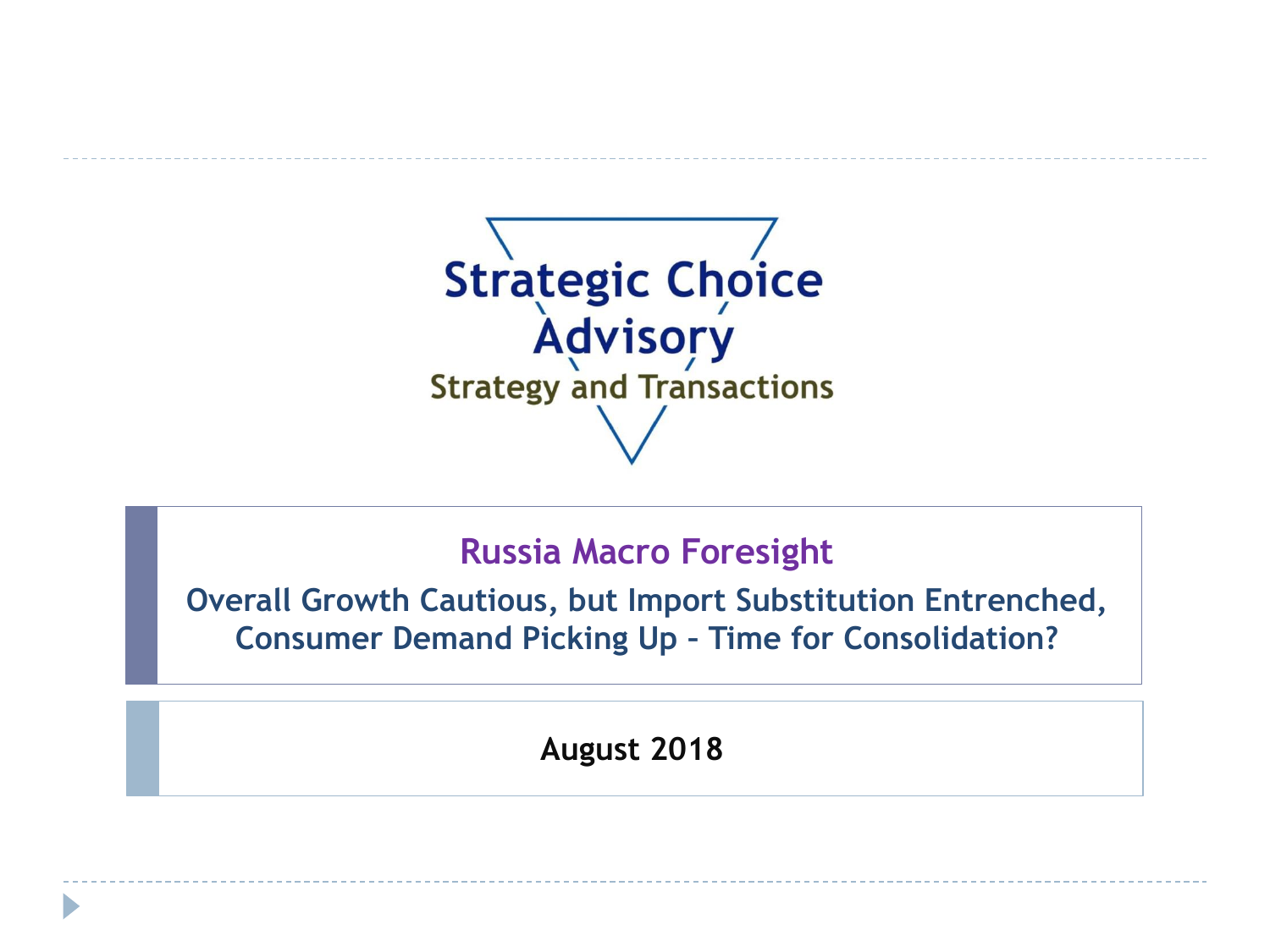Strategic Choice Advisory

Strategy and Transactions

# Russia Macro Foresight

## Overall Growth Cautious, but Import Substitution Entrenched, Consumer Demand Picking Up – Time for Consolidation?

**August 2018**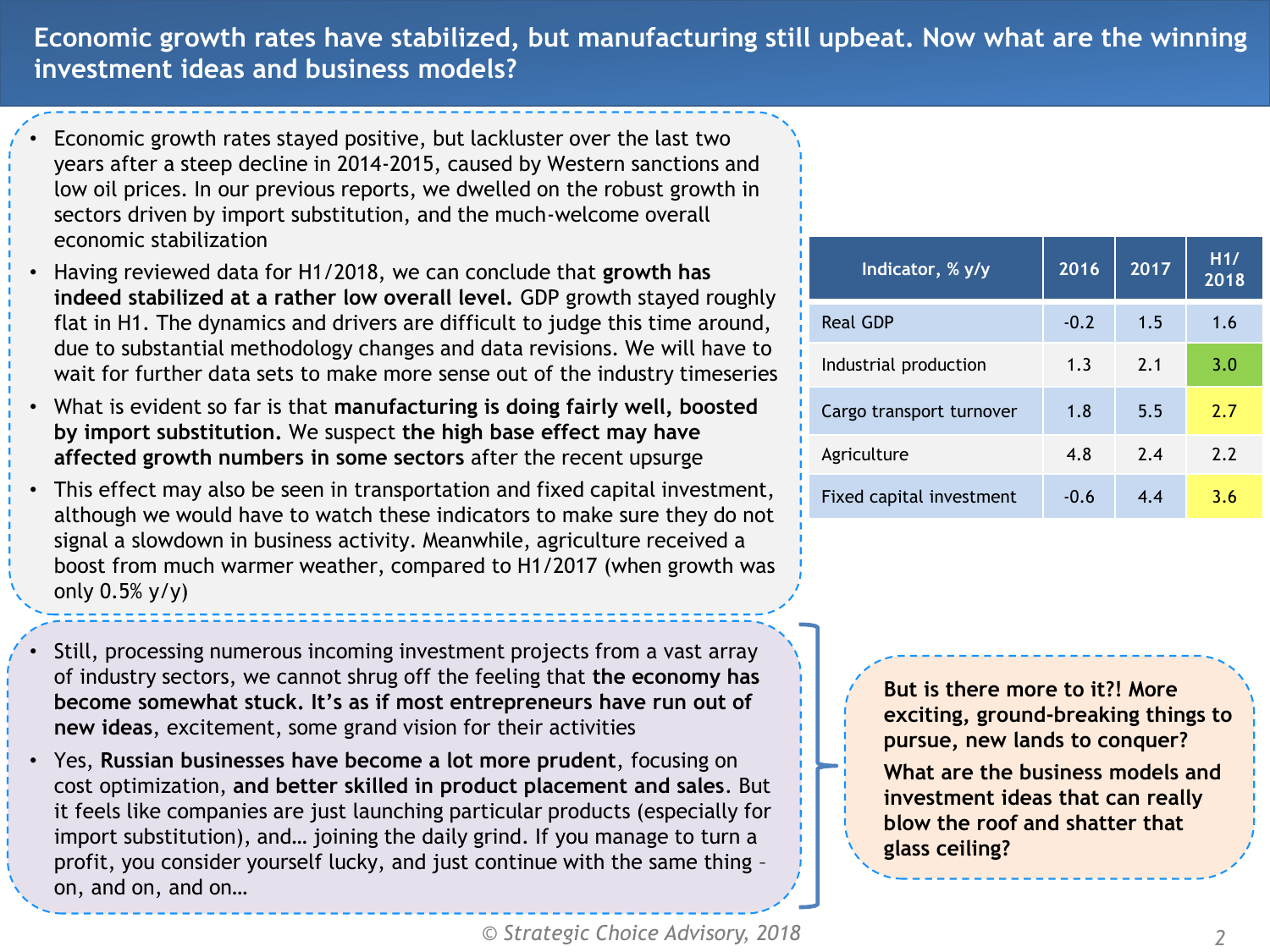# Economic growth rates have stabilized, but manufacturing still upbeat. Now what are the winning investment ideas and business models?

- Economic growth rates stayed positive, but lackluster over the last two years after a steep decline in 2014-2015, caused by Western sanctions and low oil prices. In our previous reports, we dwelled on the robust growth in sectors driven by import substitution, and the much-welcome overall economic stabilization
- Having reviewed data for H1/2018, we can conclude that **growth has indeed stabilized at a rather low overall level.** GDP growth stayed roughly flat in H1. The dynamics and drivers are difficult to judge this time around, due to substantial methodology changes and data revisions. We will have to wait for further data sets to make more sense out of the industry timeseries
- What is evident so far is that **manufacturing is doing fairly well, boosted by import substitution.** We suspect **the high base effect may have affected growth numbers in some sectors** after the recent upsurge
- This effect may also be seen in transportation and fixed capital investment, although we would have to watch these indicators to make sure they do not signal a slowdown in business activity. Meanwhile, agriculture received a boost from much warmer weather, compared to H1/2017 (when growth was only 0.5% y/y)

| Indicator, % y/y | 2016 | 2017 | H1/ 2018 |
|---|---|---|---|
| Real GDP | -0.2 | 1.5 | 1.6 |
| Industrial production | 1.3 | 2.1 | 3.0 |
| Cargo transport turnover | 1.8 | 5.5 | 2.7 |
| Agriculture | 4.8 | 2.4 | 2.2 |
| Fixed capital investment | -0.6 | 4.4 | 3.6 |

- Still, processing numerous incoming investment projects from a vast array of industry sectors, we cannot shrug off the feeling that **the economy has become somewhat stuck. It's as if most entrepreneurs have run out of new ideas**, excitement, some grand vision for their activities
- Yes, **Russian businesses have become a lot more prudent**, focusing on cost optimization, **and better skilled in product placement and sales**. But it feels like companies are just launching particular products (especially for import substitution), and… joining the daily grind. If you manage to turn a profit, you consider yourself lucky, and just continue with the same thing – on, and on, and on…

**But is there more to it?! More exciting, ground-breaking things to pursue, new lands to conquer?**

**What are the business models and investment ideas that can really blow the roof and shatter that glass ceiling?**

*© Strategic Choice Advisory, 2018*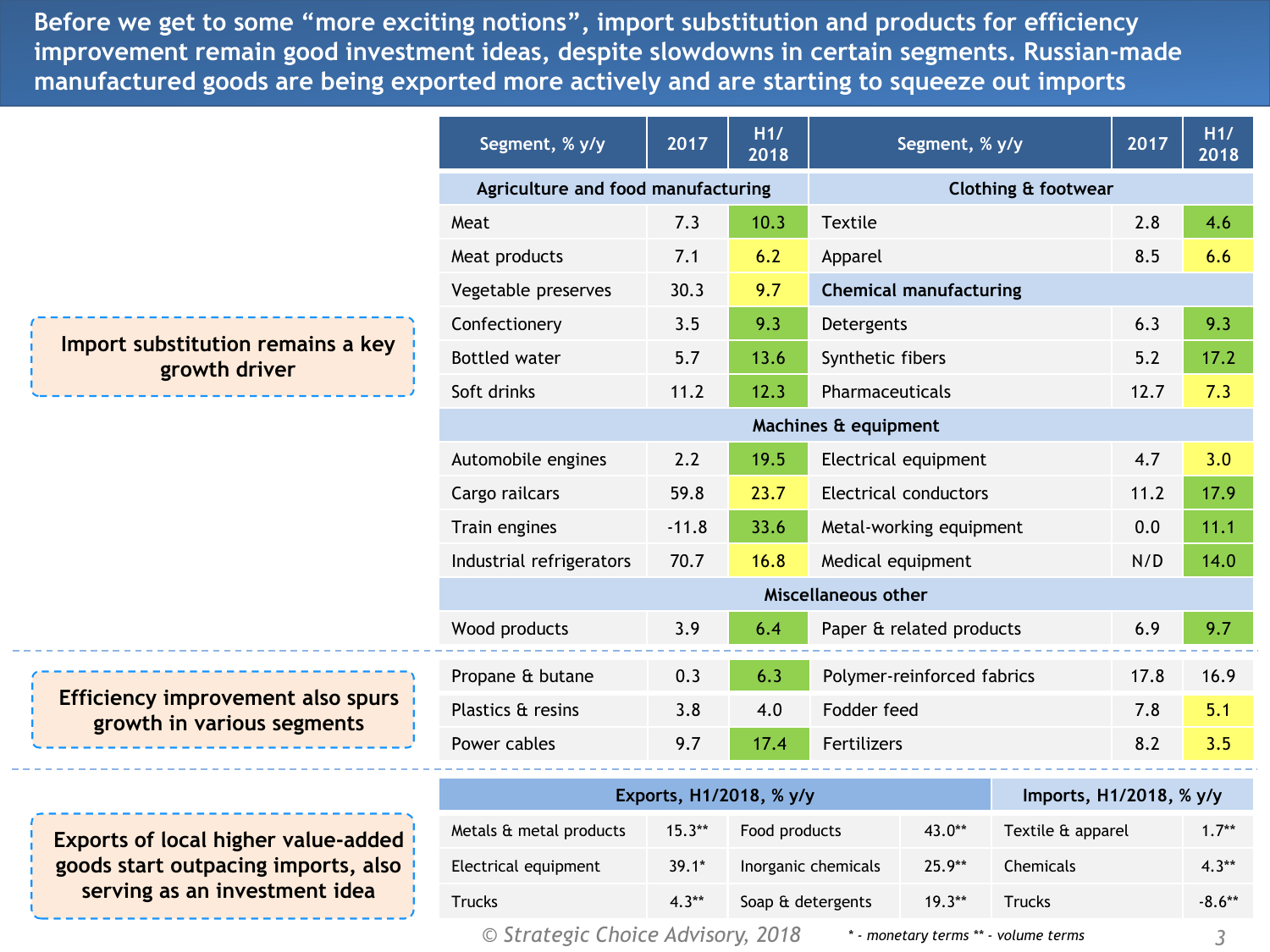# Before we get to some "more exciting notions", import substitution and products for efficiency improvement remain good investment ideas, despite slowdowns in certain segments. Russian-made manufactured goods are being exported more actively and are starting to squeeze out imports

**Import substitution remains a key growth driver**

| Segment, % y/y | 2017 | H1/ 2018 | Segment, % y/y | 2017 | H1/ 2018 |
|---|---|---|---|---|---|
| **Agriculture and food manufacturing** | | | **Clothing & footwear** | | |
| Meat | 7.3 | 10.3 | Textile | 2.8 | 4.6 |
| Meat products | 7.1 | 6.2 | Apparel | 8.5 | 6.6 |
| Vegetable preserves | 30.3 | 9.7 | **Chemical manufacturing** | | |
| Confectionery | 3.5 | 9.3 | Detergents | 6.3 | 9.3 |
| Bottled water | 5.7 | 13.6 | Synthetic fibers | 5.2 | 17.2 |
| Soft drinks | 11.2 | 12.3 | Pharmaceuticals | 12.7 | 7.3 |
| **Machines & equipment** | | | | | |
| Automobile engines | 2.2 | 19.5 | Electrical equipment | 4.7 | 3.0 |
| Cargo railcars | 59.8 | 23.7 | Electrical conductors | 11.2 | 17.9 |
| Train engines | -11.8 | 33.6 | Metal-working equipment | 0.0 | 11.1 |
| Industrial refrigerators | 70.7 | 16.8 | Medical equipment | N/D | 14.0 |
| **Miscellaneous other** | | | | | |
| Wood products | 3.9 | 6.4 | Paper & related products | 6.9 | 9.7 |

**Efficiency improvement also spurs growth in various segments**

| | | | | | |
|---|---|---|---|---|---|
| Propane & butane | 0.3 | 6.3 | Polymer-reinforced fabrics | 17.8 | 16.9 |
| Plastics & resins | 3.8 | 4.0 | Fodder feed | 7.8 | 5.1 |
| Power cables | 9.7 | 17.4 | Fertilizers | 8.2 | 3.5 |

**Exports of local higher value-added goods start outpacing imports, also serving as an investment idea**

| Exports, H1/2018, % y/y | | | | Imports, H1/2018, % y/y | |
|---|---|---|---|---|---|
| Metals & metal products | 15.3** | Food products | 43.0** | Textile & apparel | 1.7** |
| Electrical equipment | 39.1* | Inorganic chemicals | 25.9** | Chemicals | 4.3** |
| Trucks | 4.3** | Soap & detergents | 19.3** | Trucks | -8.6** |

*© Strategic Choice Advisory, 2018*

*\* - monetary terms \*\* - volume terms*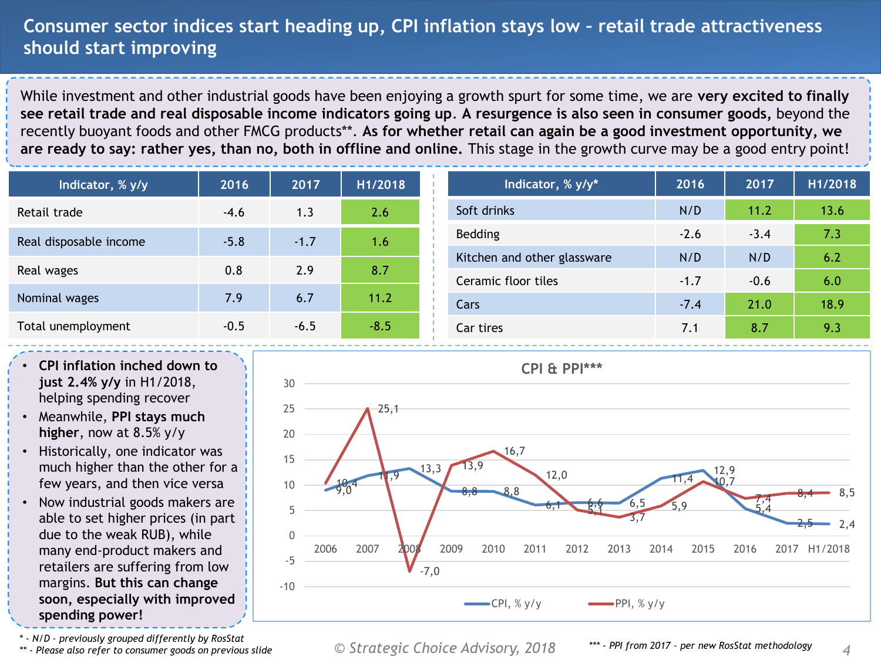# Consumer sector indices start heading up, CPI inflation stays low – retail trade attractiveness should start improving

While investment and other industrial goods have been enjoying a growth spurt for some time, we are **very excited to finally see retail trade and real disposable income indicators going up. A resurgence is also seen in consumer goods,** beyond the recently buoyant foods and other FMCG products**. **As for whether retail can again be a good investment opportunity, we are ready to say: rather yes, than no, both in offline and online.** This stage in the growth curve may be a good entry point!

| Indicator, % y/y | 2016 | 2017 | H1/2018 |
|---|---|---|---|
| Retail trade | -4.6 | 1.3 | 2.6 |
| Real disposable income | -5.8 | -1.7 | 1.6 |
| Real wages | 0.8 | 2.9 | 8.7 |
| Nominal wages | 7.9 | 6.7 | 11.2 |
| Total unemployment | -0.5 | -6.5 | -8.5 |

| Indicator, % y/y* | 2016 | 2017 | H1/2018 |
|---|---|---|---|
| Soft drinks | N/D | 11.2 | 13.6 |
| Bedding | -2.6 | -3.4 | 7.3 |
| Kitchen and other glassware | N/D | N/D | 6.2 |
| Ceramic floor tiles | -1.7 | -0.6 | 6.0 |
| Cars | -7.4 | 21.0 | 18.9 |
| Car tires | 7.1 | 8.7 | 9.3 |

- **CPI inflation inched down to just 2.4% y/y** in H1/2018, helping spending recover
- Meanwhile, **PPI stays much higher**, now at 8.5% y/y
- Historically, one indicator was much higher than the other for a few years, and then vice versa
- Now industrial goods makers are able to set higher prices (in part due to the weak RUB), while many end-product makers and retailers are suffering from low margins. **But this can change soon, especially with improved spending power!**

CPI & PPI***

30
25
20
15
10
5
0
-5
-10

2006 2007 2008 2009 2010 2011 2012 2013 2014 2015 2016 2017 H1/2018

CPI: 9,0; 11,9; 13,3; 8,8; 8,8; 6,1; 6,6; 6,5; 11,4; 12,9; 5,4; 2,5; 2,4

PPI: 10,4; 25,1; -7,0; 13,9; 16,7; 12,0; 5,1; 3,7; 5,9; 10,7; 7,4; 8,4; 8,5

CPI, % y/y — PPI, % y/y

\* - N/D - previously grouped differently by RosStat
\*\* - Please also refer to consumer goods on previous slide
\*\*\* - PPI from 2017 - per new RosStat methodology

© Strategic Choice Advisory, 2018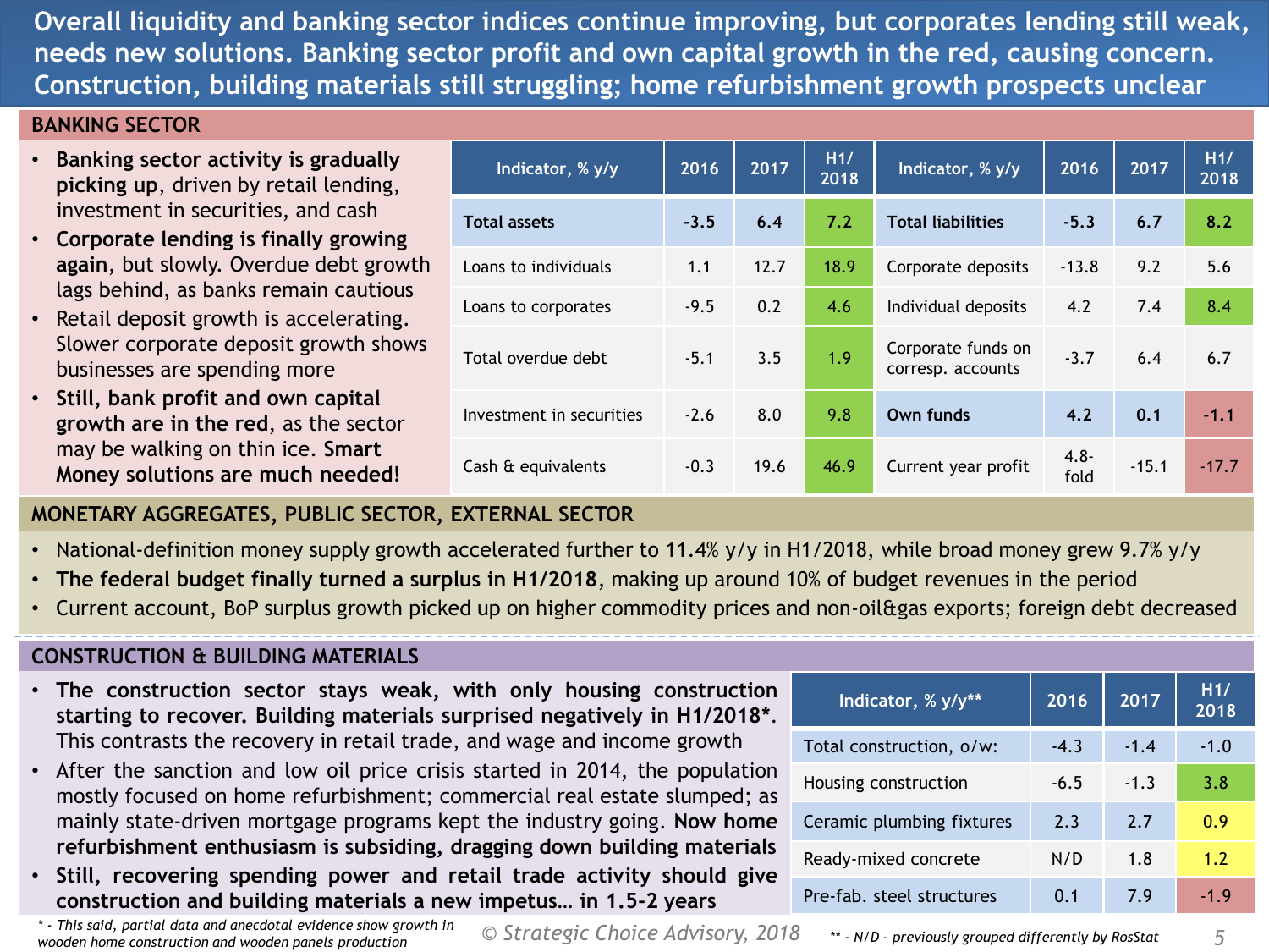# Overall liquidity and banking sector indices continue improving, but corporates lending still weak, needs new solutions. Banking sector profit and own capital growth in the red, causing concern. Construction, building materials still struggling; home refurbishment growth prospects unclear

## BANKING SECTOR

- **Banking sector activity is gradually picking up**, driven by retail lending, investment in securities, and cash
- **Corporate lending is finally growing again**, but slowly. Overdue debt growth lags behind, as banks remain cautious
- Retail deposit growth is accelerating. Slower corporate deposit growth shows businesses are spending more
- **Still, bank profit and own capital growth are in the red**, as the sector may be walking on thin ice. **Smart Money solutions are much needed!**

| Indicator, % y/y | 2016 | 2017 | H1/ 2018 | Indicator, % y/y | 2016 | 2017 | H1/ 2018 |
|---|---|---|---|---|---|---|---|
| **Total assets** | **-3.5** | **6.4** | **7.2** | **Total liabilities** | **-5.3** | **6.7** | **8.2** |
| Loans to individuals | 1.1 | 12.7 | 18.9 | Corporate deposits | -13.8 | 9.2 | 5.6 |
| Loans to corporates | -9.5 | 0.2 | 4.6 | Individual deposits | 4.2 | 7.4 | 8.4 |
| Total overdue debt | -5.1 | 3.5 | 1.9 | Corporate funds on corresp. accounts | -3.7 | 6.4 | 6.7 |
| Investment in securities | -2.6 | 8.0 | 9.8 | **Own funds** | **4.2** | **0.1** | **-1.1** |
| Cash & equivalents | -0.3 | 19.6 | 46.9 | Current year profit | 4.8-fold | -15.1 | -17.7 |

## MONETARY AGGREGATES, PUBLIC SECTOR, EXTERNAL SECTOR

- National-definition money supply growth accelerated further to 11.4% y/y in H1/2018, while broad money grew 9.7% y/y
- **The federal budget finally turned a surplus in H1/2018**, making up around 10% of budget revenues in the period
- Current account, BoP surplus growth picked up on higher commodity prices and non-oil&gas exports; foreign debt decreased

## CONSTRUCTION & BUILDING MATERIALS

- **The construction sector stays weak, with only housing construction starting to recover. Building materials surprised negatively in H1/2018*.** This contrasts the recovery in retail trade, and wage and income growth
- After the sanction and low oil price crisis started in 2014, the population mostly focused on home refurbishment; commercial real estate slumped; as mainly state-driven mortgage programs kept the industry going. **Now home refurbishment enthusiasm is subsiding, dragging down building materials**
- **Still, recovering spending power and retail trade activity should give construction and building materials a new impetus… in 1.5-2 years**

| Indicator, % y/y** | 2016 | 2017 | H1/ 2018 |
|---|---|---|---|
| Total construction, o/w: | -4.3 | -1.4 | -1.0 |
| Housing construction | -6.5 | -1.3 | 3.8 |
| Ceramic plumbing fixtures | 2.3 | 2.7 | 0.9 |
| Ready-mixed concrete | N/D | 1.8 | 1.2 |
| Pre-fab. steel structures | 0.1 | 7.9 | -1.9 |

*\* - This said, partial data and anecdotal evidence show growth in wooden home construction and wooden panels production*

*\*\* - N/D - previously grouped differently by RosStat*

© Strategic Choice Advisory, 2018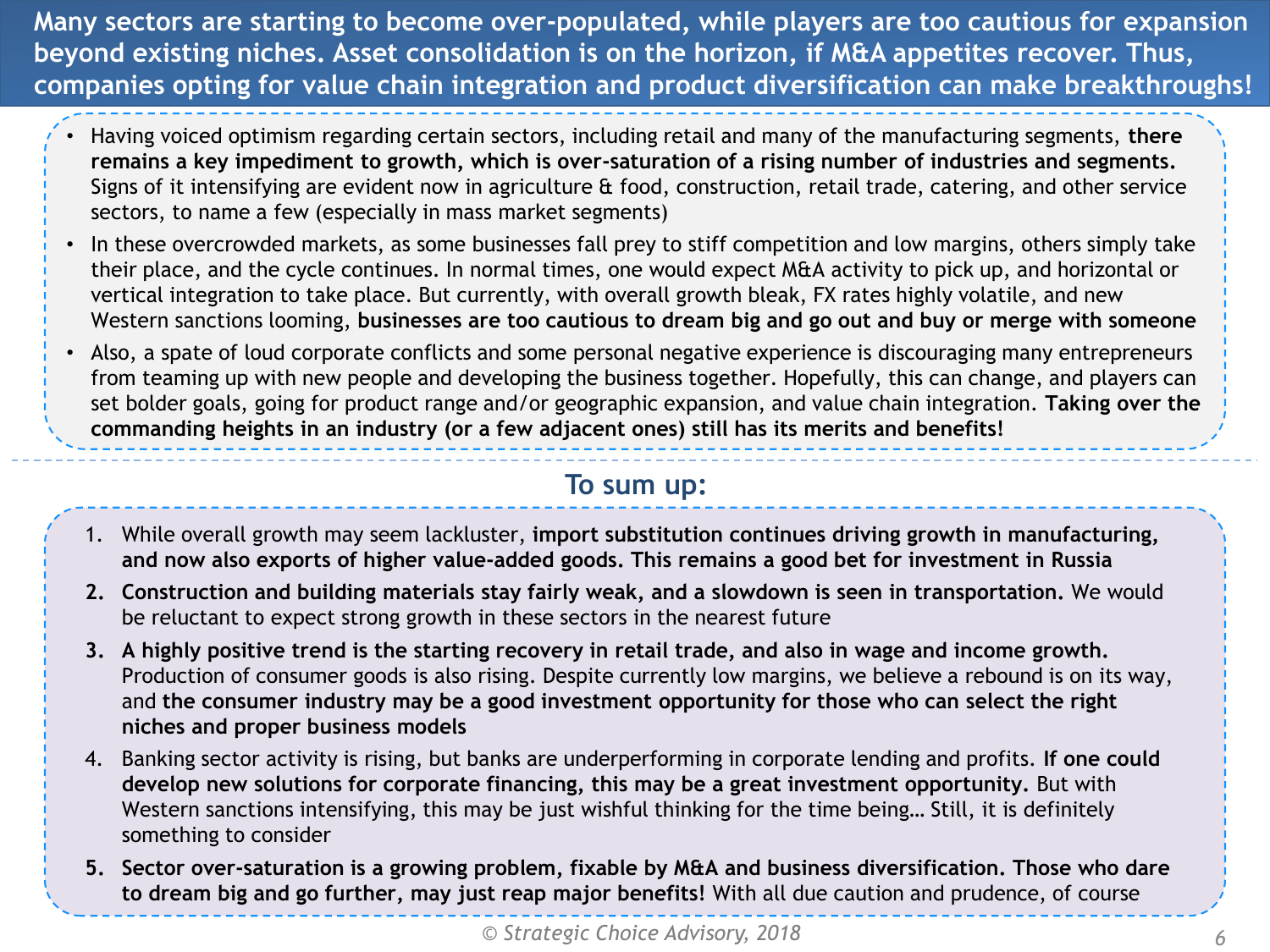**Many sectors are starting to become over-populated, while players are too cautious for expansion beyond existing niches. Asset consolidation is on the horizon, if M&A appetites recover. Thus, companies opting for value chain integration and product diversification can make breakthroughs!**

- Having voiced optimism regarding certain sectors, including retail and many of the manufacturing segments, **there remains a key impediment to growth, which is over-saturation of a rising number of industries and segments.** Signs of it intensifying are evident now in agriculture & food, construction, retail trade, catering, and other service sectors, to name a few (especially in mass market segments)
- In these overcrowded markets, as some businesses fall prey to stiff competition and low margins, others simply take their place, and the cycle continues. In normal times, one would expect M&A activity to pick up, and horizontal or vertical integration to take place. But currently, with overall growth bleak, FX rates highly volatile, and new Western sanctions looming, **businesses are too cautious to dream big and go out and buy or merge with someone**
- Also, a spate of loud corporate conflicts and some personal negative experience is discouraging many entrepreneurs from teaming up with new people and developing the business together. Hopefully, this can change, and players can set bolder goals, going for product range and/or geographic expansion, and value chain integration. **Taking over the commanding heights in an industry (or a few adjacent ones) still has its merits and benefits!**

## To sum up:

1. While overall growth may seem lackluster, **import substitution continues driving growth in manufacturing, and now also exports of higher value-added goods. This remains a good bet for investment in Russia**
2. **Construction and building materials stay fairly weak, and a slowdown is seen in transportation.** We would be reluctant to expect strong growth in these sectors in the nearest future
3. **A highly positive trend is the starting recovery in retail trade, and also in wage and income growth.** Production of consumer goods is also rising. Despite currently low margins, we believe a rebound is on its way, and **the consumer industry may be a good investment opportunity for those who can select the right niches and proper business models**
4. Banking sector activity is rising, but banks are underperforming in corporate lending and profits. **If one could develop new solutions for corporate financing, this may be a great investment opportunity.** But with Western sanctions intensifying, this may be just wishful thinking for the time being… Still, it is definitely something to consider
5. **Sector over-saturation is a growing problem, fixable by M&A and business diversification. Those who dare to dream big and go further, may just reap major benefits!** With all due caution and prudence, of course

*© Strategic Choice Advisory, 2018*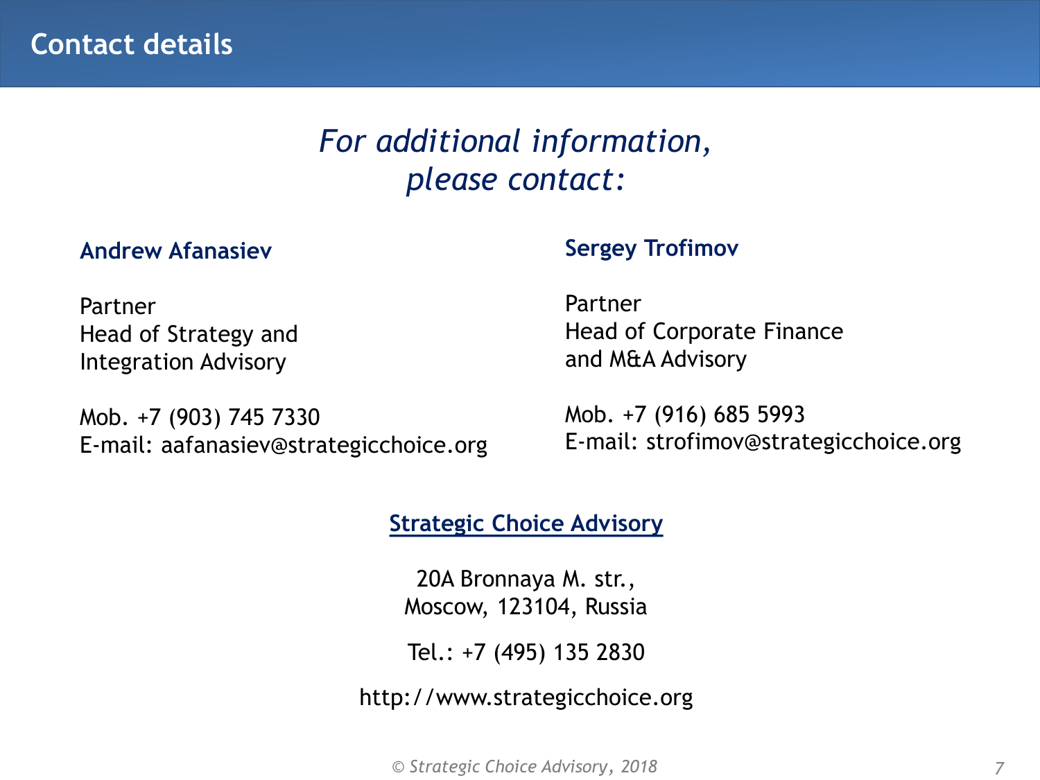# Contact details

*For additional information, please contact:*

**Andrew Afanasiev**

Partner
Head of Strategy and Integration Advisory

Mob. +7 (903) 745 7330
E-mail: aafanasiev@strategicchoice.org

**Sergey Trofimov**

Partner
Head of Corporate Finance and M&A Advisory

Mob. +7 (916) 685 5993
E-mail: strofimov@strategicchoice.org

**Strategic Choice Advisory**

20A Bronnaya M. str.,
Moscow, 123104, Russia

Tel.: +7 (495) 135 2830

http://www.strategicchoice.org

*© Strategic Choice Advisory, 2018*